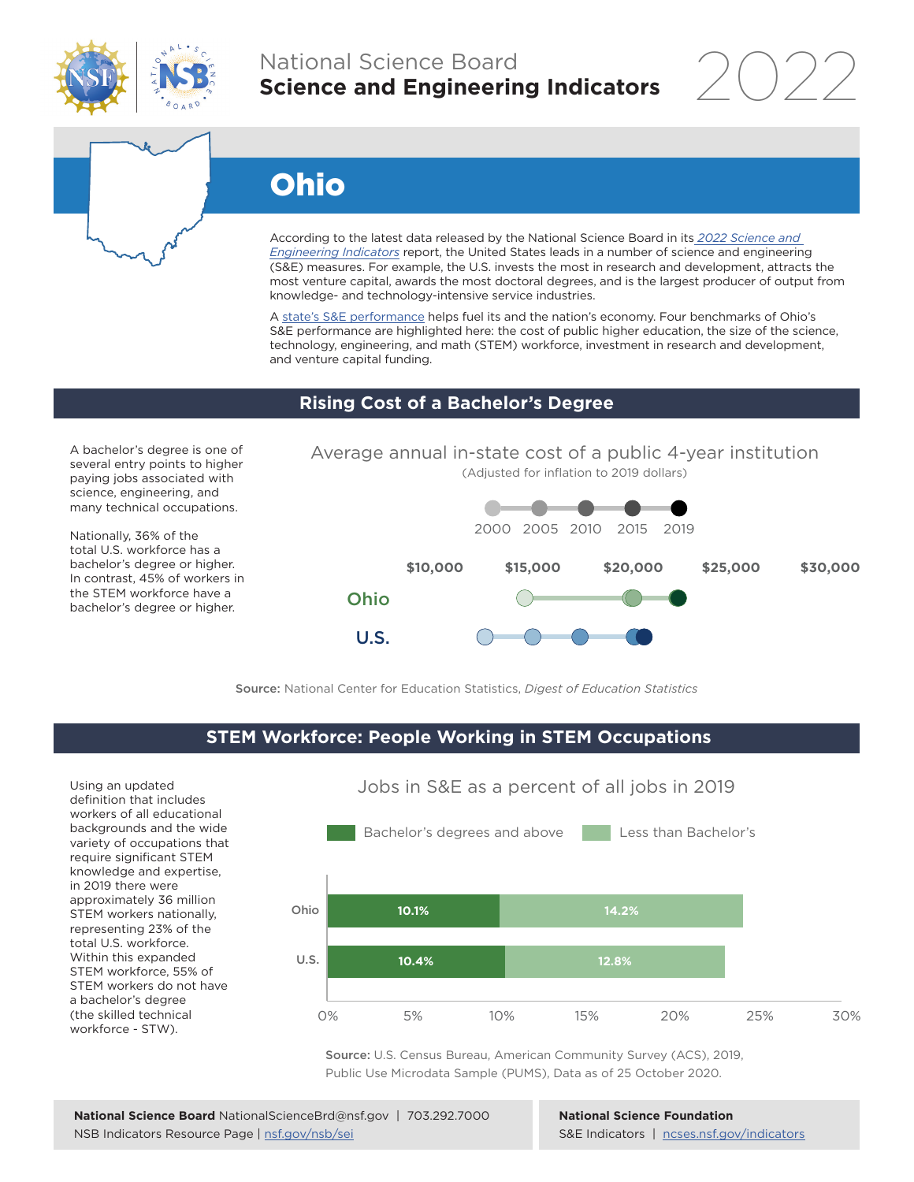National Science Board
**Science and Engineering Indicators** 2022

# Ohio

According to the latest data released by the National Science Board in its *2022 Science and Engineering Indicators* report, the United States leads in a number of science and engineering (S&E) measures. For example, the U.S. invests the most in research and development, attracts the most venture capital, awards the most doctoral degrees, and is the largest producer of output from knowledge- and technology-intensive service industries.

A state's S&E performance helps fuel its and the nation's economy. Four benchmarks of Ohio's S&E performance are highlighted here: the cost of public higher education, the size of the science, technology, engineering, and math (STEM) workforce, investment in research and development, and venture capital funding.

## Rising Cost of a Bachelor's Degree

A bachelor's degree is one of several entry points to higher paying jobs associated with science, engineering, and many technical occupations.

Nationally, 36% of the total U.S. workforce has a bachelor's degree or higher. In contrast, 45% of workers in the STEM workforce have a bachelor's degree or higher.

Average annual in-state cost of a public 4-year institution
(Adjusted for inflation to 2019 dollars)

2000 2005 2010 2015 2019

$10,000 $15,000 $20,000 $25,000 $30,000

Ohio

U.S.

**Source:** National Center for Education Statistics, *Digest of Education Statistics*

## STEM Workforce: People Working in STEM Occupations

Using an updated definition that includes workers of all educational backgrounds and the wide variety of occupations that require significant STEM knowledge and expertise, in 2019 there were approximately 36 million STEM workers nationally, representing 23% of the total U.S. workforce. Within this expanded STEM workforce, 55% of STEM workers do not have a bachelor's degree (the skilled technical workforce - STW).

Jobs in S&E as a percent of all jobs in 2019

| | Bachelor's degrees and above | Less than Bachelor's |
|---|---|---|
| Ohio | 10.1% | 14.2% |
| U.S. | 10.4% | 12.8% |

**Source:** U.S. Census Bureau, American Community Survey (ACS), 2019, Public Use Microdata Sample (PUMS), Data as of 25 October 2020.

**National Science Board** NationalScienceBrd@nsf.gov | 703.292.7000
NSB Indicators Resource Page | nsf.gov/nsb/sei

**National Science Foundation**
S&E Indicators | ncses.nsf.gov/indicators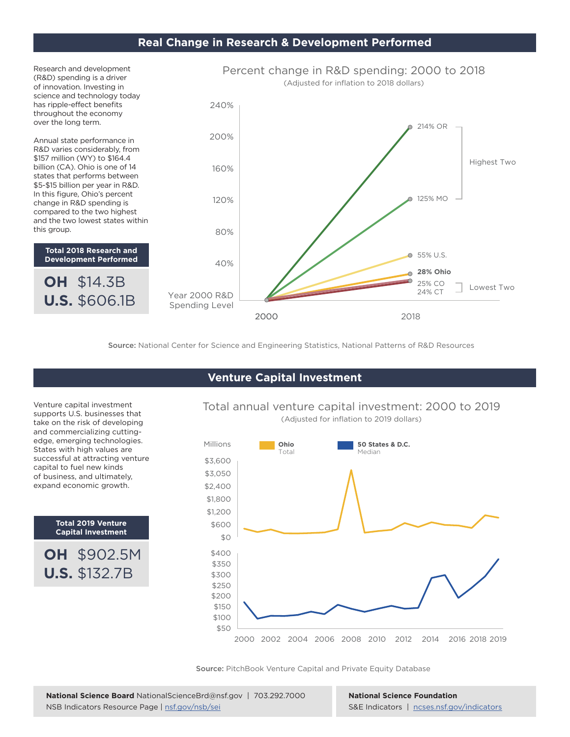## Real Change in Research & Development Performed

Research and development (R&D) spending is a driver of innovation. Investing in science and technology today has ripple-effect benefits throughout the economy over the long term.

Annual state performance in R&D varies considerably, from $157 million (WY) to $164.4 billion (CA). Ohio is one of 14 states that performs between $5-$15 billion per year in R&D. In this figure, Ohio's percent change in R&D spending is compared to the two highest and the two lowest states within this group.

**Total 2018 Research and Development Performed**

**OH** $14.3B
**U.S.** $606.1B

Percent change in R&D spending: 2000 to 2018
(Adjusted for inflation to 2018 dollars)

240%
200%
160%
120%
80%
40%
Year 2000 R&D Spending Level

2000
2018

214% OR
125% MO
Highest Two
55% U.S.
**28% Ohio**
25% CO
24% CT
Lowest Two

**Source:** National Center for Science and Engineering Statistics, National Patterns of R&D Resources

## Venture Capital Investment

Venture capital investment supports U.S. businesses that take on the risk of developing and commercializing cutting-edge, emerging technologies. States with high values are successful at attracting venture capital to fuel new kinds of business, and ultimately, expand economic growth.

**Total 2019 Venture Capital Investment**

**OH** $902.5M
**U.S.** $132.7B

Total annual venture capital investment: 2000 to 2019
(Adjusted for inflation to 2019 dollars)

Millions
**Ohio** Total
**50 States & D.C.** Median

$3,600
$3,050
$2,400
$1,800
$1,200
$600
$0

$400
$350
$300
$250
$200
$150
$100
$50

2000 2002 2004 2006 2008 2010 2012 2014 2016 2018 2019

**Source:** PitchBook Venture Capital and Private Equity Database

**National Science Board** NationalScienceBrd@nsf.gov | 703.292.7000
NSB Indicators Resource Page | nsf.gov/nsb/sei

**National Science Foundation**
S&E Indicators | ncses.nsf.gov/indicators